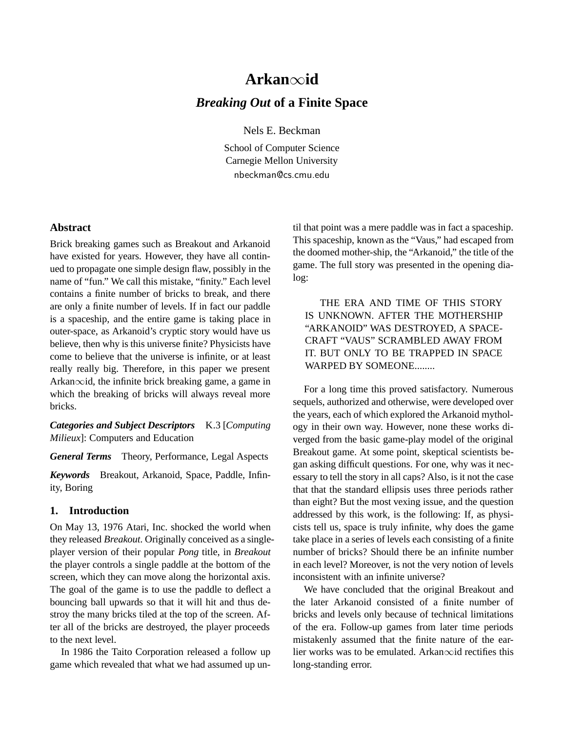# Arkan$\infty$id

## *Breaking Out* of a Finite Space

Nels E. Beckman

School of Computer Science
Carnegie Mellon University
nbeckman@cs.cmu.edu

### Abstract

Brick breaking games such as Breakout and Arkanoid have existed for years. However, they have all continued to propagate one simple design flaw, possibly in the name of "fun." We call this mistake, "finity." Each level contains a finite number of bricks to break, and there are only a finite number of levels. If in fact our paddle is a spaceship, and the entire game is taking place in outer-space, as Arkanoid's cryptic story would have us believe, then why is this universe finite? Physicists have come to believe that the universe is infinite, or at least really really big. Therefore, in this paper we present Arkan$\infty$id, the infinite brick breaking game, a game in which the breaking of bricks will always reveal more bricks.

***Categories and Subject Descriptors*** K.3 [*Computing Milieux*]: Computers and Education

***General Terms*** Theory, Performance, Legal Aspects

***Keywords*** Breakout, Arkanoid, Space, Paddle, Infinity, Boring

### 1. Introduction

On May 13, 1976 Atari, Inc. shocked the world when they released *Breakout*. Originally conceived as a single-player version of their popular *Pong* title, in *Breakout* the player controls a single paddle at the bottom of the screen, which they can move along the horizontal axis. The goal of the game is to use the paddle to deflect a bouncing ball upwards so that it will hit and thus destroy the many bricks tiled at the top of the screen. After all of the bricks are destroyed, the player proceeds to the next level.

In 1986 the Taito Corporation released a follow up game which revealed that what we had assumed up until that point was a mere paddle was in fact a spaceship. This spaceship, known as the "Vaus," had escaped from the doomed mother-ship, the "Arkanoid," the title of the game. The full story was presented in the opening dialog:

> THE ERA AND TIME OF THIS STORY IS UNKNOWN. AFTER THE MOTHERSHIP "ARKANOID" WAS DESTROYED, A SPACECRAFT "VAUS" SCRAMBLED AWAY FROM IT. BUT ONLY TO BE TRAPPED IN SPACE WARPED BY SOMEONE........

For a long time this proved satisfactory. Numerous sequels, authorized and otherwise, were developed over the years, each of which explored the Arkanoid mythology in their own way. However, none these works diverged from the basic game-play model of the original Breakout game. At some point, skeptical scientists began asking difficult questions. For one, why was it necessary to tell the story in all caps? Also, is it not the case that that the standard ellipsis uses three periods rather than eight? But the most vexing issue, and the question addressed by this work, is the following: If, as physicists tell us, space is truly infinite, why does the game take place in a series of levels each consisting of a finite number of bricks? Should there be an infinite number in each level? Moreover, is not the very notion of levels inconsistent with an infinite universe?

We have concluded that the original Breakout and the later Arkanoid consisted of a finite number of bricks and levels only because of technical limitations of the era. Follow-up games from later time periods mistakenly assumed that the finite nature of the earlier works was to be emulated. Arkan$\infty$id rectifies this long-standing error.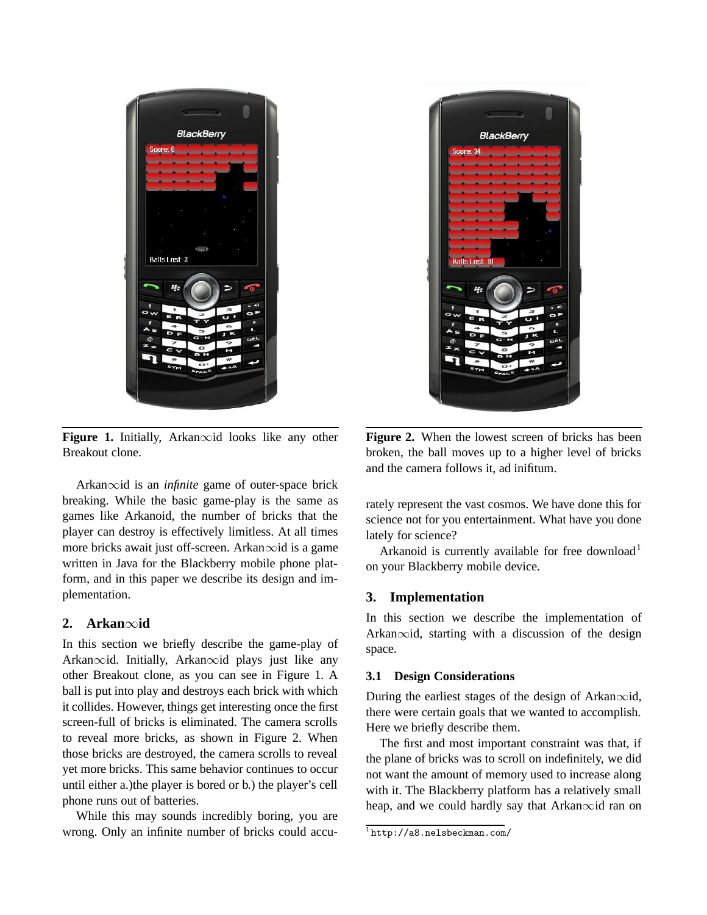Figure 1. Initially, Arkan$\infty$id looks like any other Breakout clone.

Figure 2. When the lowest screen of bricks has been broken, the ball moves up to a higher level of bricks and the camera follows it, ad inifitum.

Arkan$\infty$id is an *infinite* game of outer-space brick breaking. While the basic game-play is the same as games like Arkanoid, the number of bricks that the player can destroy is effectively limitless. At all times more bricks await just off-screen. Arkan$\infty$id is a game written in Java for the Blackberry mobile phone platform, and in this paper we describe its design and implementation.

## 2. Arkan$\infty$id

In this section we briefly describe the game-play of Arkan$\infty$id. Initially, Arkan$\infty$id plays just like any other Breakout clone, as you can see in Figure 1. A ball is put into play and destroys each brick with which it collides. However, things get interesting once the first screen-full of bricks is eliminated. The camera scrolls to reveal more bricks, as shown in Figure 2. When those bricks are destroyed, the camera scrolls to reveal yet more bricks. This same behavior continues to occur until either a.)the player is bored or b.) the player's cell phone runs out of batteries.

While this may sounds incredibly boring, you are wrong. Only an infinite number of bricks could accurately represent the vast cosmos. We have done this for science not for you entertainment. What have you done lately for science?

Arkanoid is currently available for free download[1] on your Blackberry mobile device.

## 3. Implementation

In this section we describe the implementation of Arkan$\infty$id, starting with a discussion of the design space.

### 3.1 Design Considerations

During the earliest stages of the design of Arkan$\infty$id, there were certain goals that we wanted to accomplish. Here we briefly describe them.

The first and most important constraint was that, if the plane of bricks was to scroll on indefinitely, we did not want the amount of memory used to increase along with it. The Blackberry platform has a relatively small heap, and we could hardly say that Arkan$\infty$id ran on

[1] http://a8.nelsbeckman.com/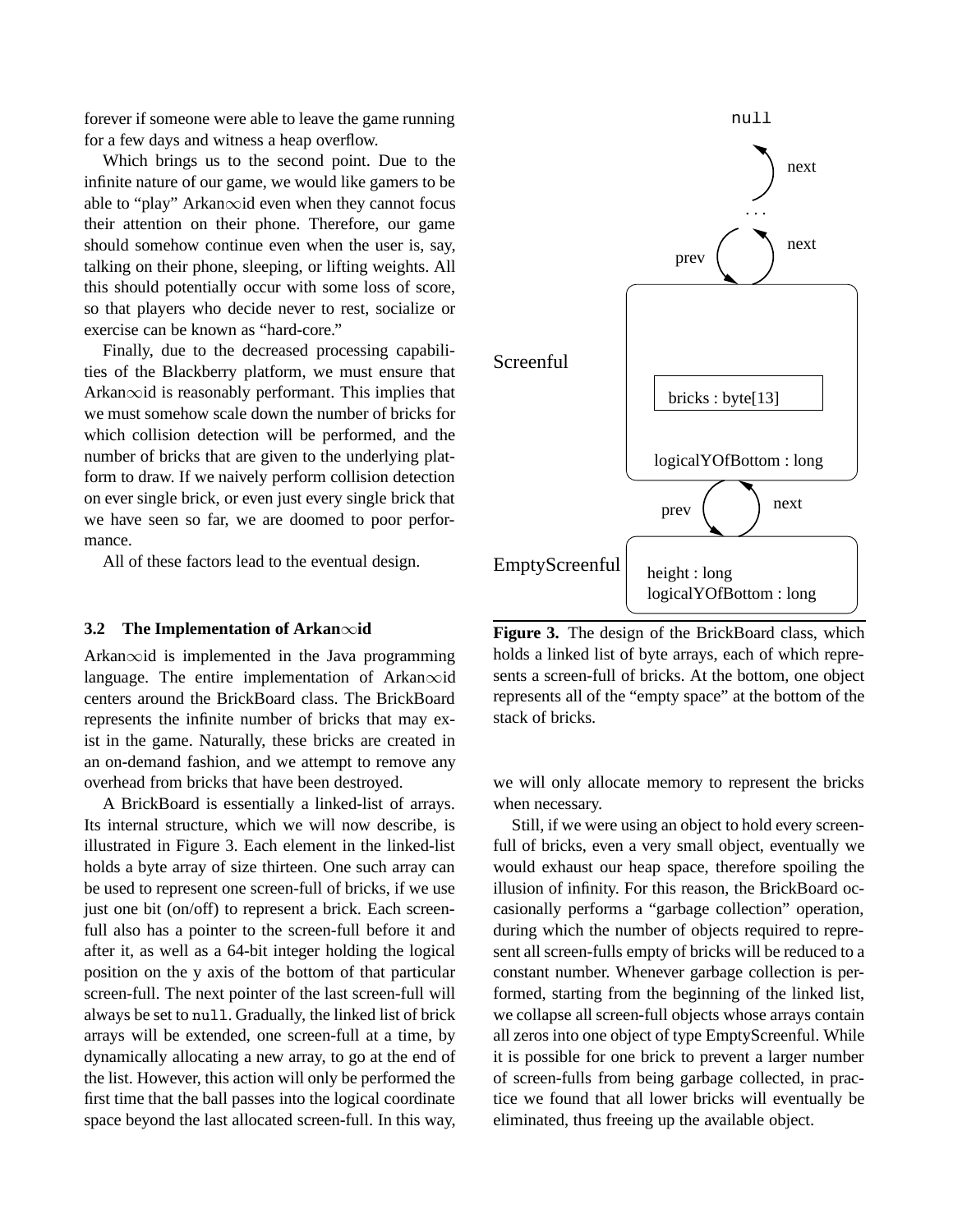forever if someone were able to leave the game running for a few days and witness a heap overflow.

Which brings us to the second point. Due to the infinite nature of our game, we would like gamers to be able to "play" Arkan∞id even when they cannot focus their attention on their phone. Therefore, our game should somehow continue even when the user is, say, talking on their phone, sleeping, or lifting weights. All this should potentially occur with some loss of score, so that players who decide never to rest, socialize or exercise can be known as "hard-core."

Finally, due to the decreased processing capabilities of the Blackberry platform, we must ensure that Arkan∞id is reasonably performant. This implies that we must somehow scale down the number of bricks for which collision detection will be performed, and the number of bricks that are given to the underlying platform to draw. If we naively perform collision detection on ever single brick, or even just every single brick that we have seen so far, we are doomed to poor performance.

All of these factors lead to the eventual design.

### 3.2 The Implementation of Arkan∞id

Arkan∞id is implemented in the Java programming language. The entire implementation of Arkan∞id centers around the BrickBoard class. The BrickBoard represents the infinite number of bricks that may exist in the game. Naturally, these bricks are created in an on-demand fashion, and we attempt to remove any overhead from bricks that have been destroyed.

A BrickBoard is essentially a linked-list of arrays. Its internal structure, which we will now describe, is illustrated in Figure 3. Each element in the linked-list holds a byte array of size thirteen. One such array can be used to represent one screen-full of bricks, if we use just one bit (on/off) to represent a brick. Each screen-full also has a pointer to the screen-full before it and after it, as well as a 64-bit integer holding the logical position on the y axis of the bottom of that particular screen-full. The next pointer of the last screen-full will always be set to `null`. Gradually, the linked list of brick arrays will be extended, one screen-full at a time, by dynamically allocating a new array, to go at the end of the list. However, this action will only be performed the first time that the ball passes into the logical coordinate space beyond the last allocated screen-full. In this way, we will only allocate memory to represent the bricks when necessary.

null

next

...

next

prev

Screenful

bricks : byte[13]

logicalYOfBottom : long

prev

next

EmptyScreenful

height : long
logicalYOfBottom : long

**Figure 3.** The design of the BrickBoard class, which holds a linked list of byte arrays, each of which represents a screen-full of bricks. At the bottom, one object represents all of the "empty space" at the bottom of the stack of bricks.

Still, if we were using an object to hold every screen-full of bricks, even a very small object, eventually we would exhaust our heap space, therefore spoiling the illusion of infinity. For this reason, the BrickBoard occasionally performs a "garbage collection" operation, during which the number of objects required to represent all screen-fulls empty of bricks will be reduced to a constant number. Whenever garbage collection is performed, starting from the beginning of the linked list, we collapse all screen-full objects whose arrays contain all zeros into one object of type EmptyScreenful. While it is possible for one brick to prevent a larger number of screen-fulls from being garbage collected, in practice we found that all lower bricks will eventually be eliminated, thus freeing up the available object.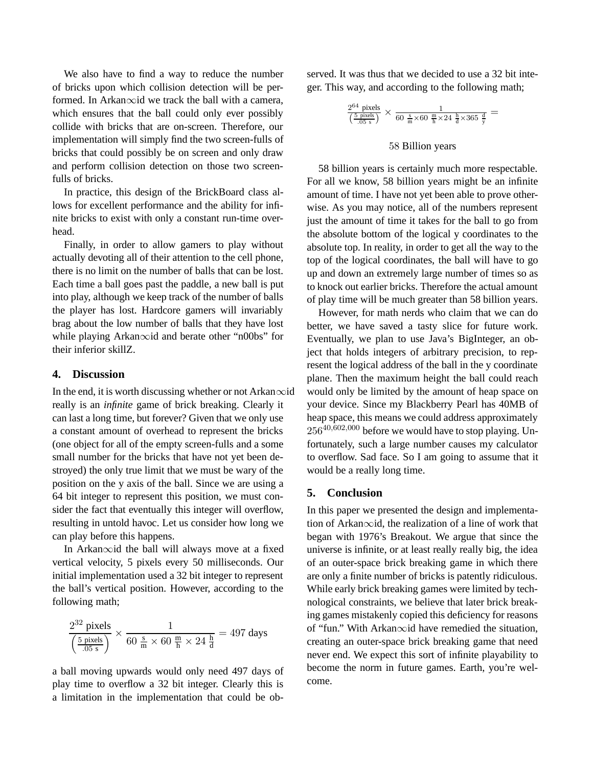We also have to find a way to reduce the number of bricks upon which collision detection will be performed. In Arkan$\infty$id we track the ball with a camera, which ensures that the ball could only ever possibly collide with bricks that are on-screen. Therefore, our implementation will simply find the two screen-fulls of bricks that could possibly be on screen and only draw and perform collision detection on those two screen-fulls of bricks.

In practice, this design of the BrickBoard class allows for excellent performance and the ability for infinite bricks to exist with only a constant run-time overhead.

Finally, in order to allow gamers to play without actually devoting all of their attention to the cell phone, there is no limit on the number of balls that can be lost. Each time a ball goes past the paddle, a new ball is put into play, although we keep track of the number of balls the player has lost. Hardcore gamers will invariably brag about the low number of balls that they have lost while playing Arkan$\infty$id and berate other "n00bs" for their inferior skillZ.

## 4. Discussion

In the end, it is worth discussing whether or not Arkan$\infty$id really is an *infinite* game of brick breaking. Clearly it can last a long time, but forever? Given that we only use a constant amount of overhead to represent the bricks (one object for all of the empty screen-fulls and a some small number for the bricks that have not yet been destroyed) the only true limit that we must be wary of the position on the y axis of the ball. Since we are using a 64 bit integer to represent this position, we must consider the fact that eventually this integer will overflow, resulting in untold havoc. Let us consider how long we can play before this happens.

In Arkan$\infty$id the ball will always move at a fixed vertical velocity, 5 pixels every 50 milliseconds. Our initial implementation used a 32 bit integer to represent the ball's vertical position. However, according to the following math;

$$\frac{2^{32} \text{ pixels}}{\left(\frac{5 \text{ pixels}}{.05 \text{ s}}\right)} \times \frac{1}{60 \frac{\text{s}}{\text{m}} \times 60 \frac{\text{m}}{\text{h}} \times 24 \frac{\text{h}}{\text{d}}} = 497 \text{ days}$$

a ball moving upwards would only need 497 days of play time to overflow a 32 bit integer. Clearly this is a limitation in the implementation that could be observed. It was thus that we decided to use a 32 bit integer. This way, and according to the following math;

$$\frac{2^{64} \text{ pixels}}{\left(\frac{5 \text{ pixels}}{.05 \text{ s}}\right)} \times \frac{1}{60 \frac{\text{s}}{\text{m}} \times 60 \frac{\text{m}}{\text{h}} \times 24 \frac{\text{h}}{\text{d}} \times 365 \frac{\text{d}}{\text{y}}} =$$

$$58 \text{ Billion years}$$

58 billion years is certainly much more respectable. For all we know, 58 billion years might be an infinite amount of time. I have not yet been able to prove otherwise. As you may notice, all of the numbers represent just the amount of time it takes for the ball to go from the absolute bottom of the logical y coordinates to the absolute top. In reality, in order to get all the way to the top of the logical coordinates, the ball will have to go up and down an extremely large number of times so as to knock out earlier bricks. Therefore the actual amount of play time will be much greater than 58 billion years.

However, for math nerds who claim that we can do better, we have saved a tasty slice for future work. Eventually, we plan to use Java's BigInteger, an object that holds integers of arbitrary precision, to represent the logical address of the ball in the y coordinate plane. Then the maximum height the ball could reach would only be limited by the amount of heap space on your device. Since my Blackberry Pearl has 40MB of heap space, this means we could address approximately $256^{40,602,000}$ before we would have to stop playing. Unfortunately, such a large number causes my calculator to overflow. Sad face. So I am going to assume that it would be a really long time.

## 5. Conclusion

In this paper we presented the design and implementation of Arkan$\infty$id, the realization of a line of work that began with 1976's Breakout. We argue that since the universe is infinite, or at least really really big, the idea of an outer-space brick breaking game in which there are only a finite number of bricks is patently ridiculous. While early brick breaking games were limited by technological constraints, we believe that later brick breaking games mistakenly copied this deficiency for reasons of "fun." With Arkan$\infty$id have remedied the situation, creating an outer-space brick breaking game that need never end. We expect this sort of infinite playability to become the norm in future games. Earth, you're welcome.